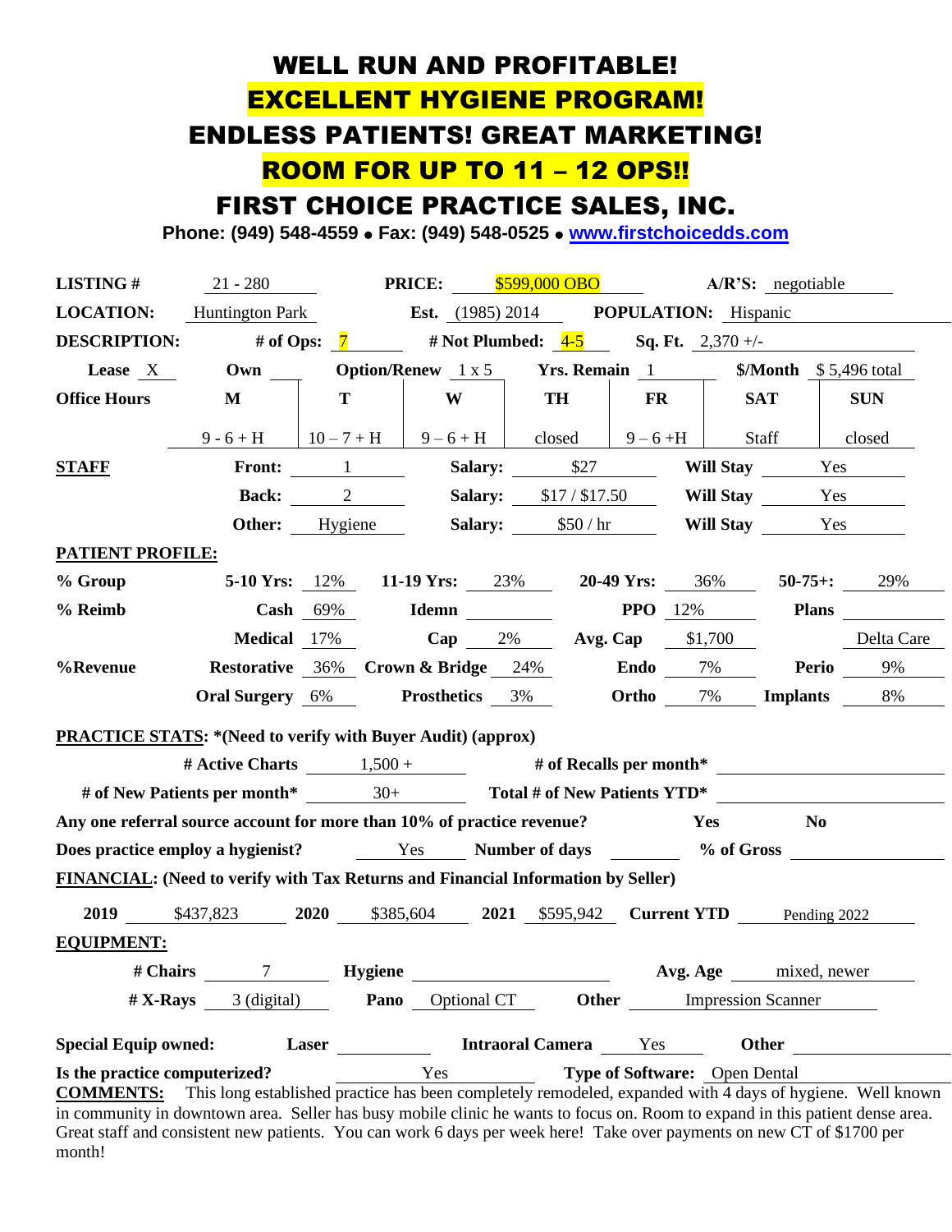# WELL RUN AND PROFITABLE!

# EXCELLENT HYGIENE PROGRAM!

# ENDLESS PATIENTS! GREAT MARKETING!

# ROOM FOR UP TO 11 – 12 OPS!!

# FIRST CHOICE PRACTICE SALES, INC.

**Phone: (949) 548-4559 • Fax: (949) 548-0525 • www.firstchoicedds.com**

**LISTING #** 21 - 280 **PRICE:** $599,000 OBO **A/R'S:** negotiable

**LOCATION:** Huntington Park **Est.** (1985) 2014 **POPULATION:** Hispanic

**DESCRIPTION:** **# of Ops:** 7 **# Not Plumbed:** 4-5 **Sq. Ft.** 2,370 +/-

**Lease** X **Own** ___ **Option/Renew** 1 x 5 **Yrs. Remain** 1 **$/Month** $ 5,496 total

| **Office Hours** | **M** | **T** | **W** | **TH** | **FR** | **SAT** | **SUN** |
|---|---|---|---|---|---|---|---|
| | 9 - 6 + H | 10 – 7 + H | 9 – 6 + H | closed | 9 – 6 +H | Staff | closed |

**STAFF**

| | | | | | |
|---|---|---|---|---|---|
| **Front:** | 1 | **Salary:** | $27 | **Will Stay** | Yes |
| **Back:** | 2 | **Salary:** | $17 / $17.50 | **Will Stay** | Yes |
| **Other:** | Hygiene | **Salary:** | $50 / hr | **Will Stay** | Yes |

**PATIENT PROFILE:**

| | | | | | | | | |
|---|---|---|---|---|---|---|---|---|
| **% Group** | **5-10 Yrs:** | 12% | **11-19 Yrs:** | 23% | **20-49 Yrs:** | 36% | **50-75+:** | 29% |
| **% Reimb** | **Cash** | 69% | **Idemn** | | **PPO** | 12% | **Plans** | |
| | **Medical** | 17% | **Cap** | 2% | **Avg. Cap** | $1,700 | | Delta Care |
| **%Revenue** | **Restorative** | 36% | **Crown & Bridge** | 24% | **Endo** | 7% | **Perio** | 9% |
| | **Oral Surgery** | 6% | **Prosthetics** | 3% | **Ortho** | 7% | **Implants** | 8% |

**PRACTICE STATS: *(Need to verify with Buyer Audit) (approx)**

**# Active Charts** 1,500 + **# of Recalls per month*** ___

**# of New Patients per month*** 30+ **Total # of New Patients YTD*** ___

**Any one referral source account for more than 10% of practice revenue?** **Yes** **No**

**Does practice employ a hygienist?** Yes **Number of days** ___ **% of Gross** ___

**FINANCIAL: (Need to verify with Tax Returns and Financial Information by Seller)**

**2019** $437,823 **2020** $385,604 **2021** $595,942 **Current YTD** Pending 2022

**EQUIPMENT:**

**# Chairs** 7 **Hygiene** ___ **Avg. Age** mixed, newer

**# X-Rays** 3 (digital) **Pano** Optional CT **Other** Impression Scanner

**Special Equip owned:** **Laser** ___ **Intraoral Camera** Yes **Other** ___

**Is the practice computerized?** Yes **Type of Software:** Open Dental

**COMMENTS:** This long established practice has been completely remodeled, expanded with 4 days of hygiene. Well known in community in downtown area. Seller has busy mobile clinic he wants to focus on. Room to expand in this patient dense area. Great staff and consistent new patients. You can work 6 days per week here! Take over payments on new CT of $1700 per month!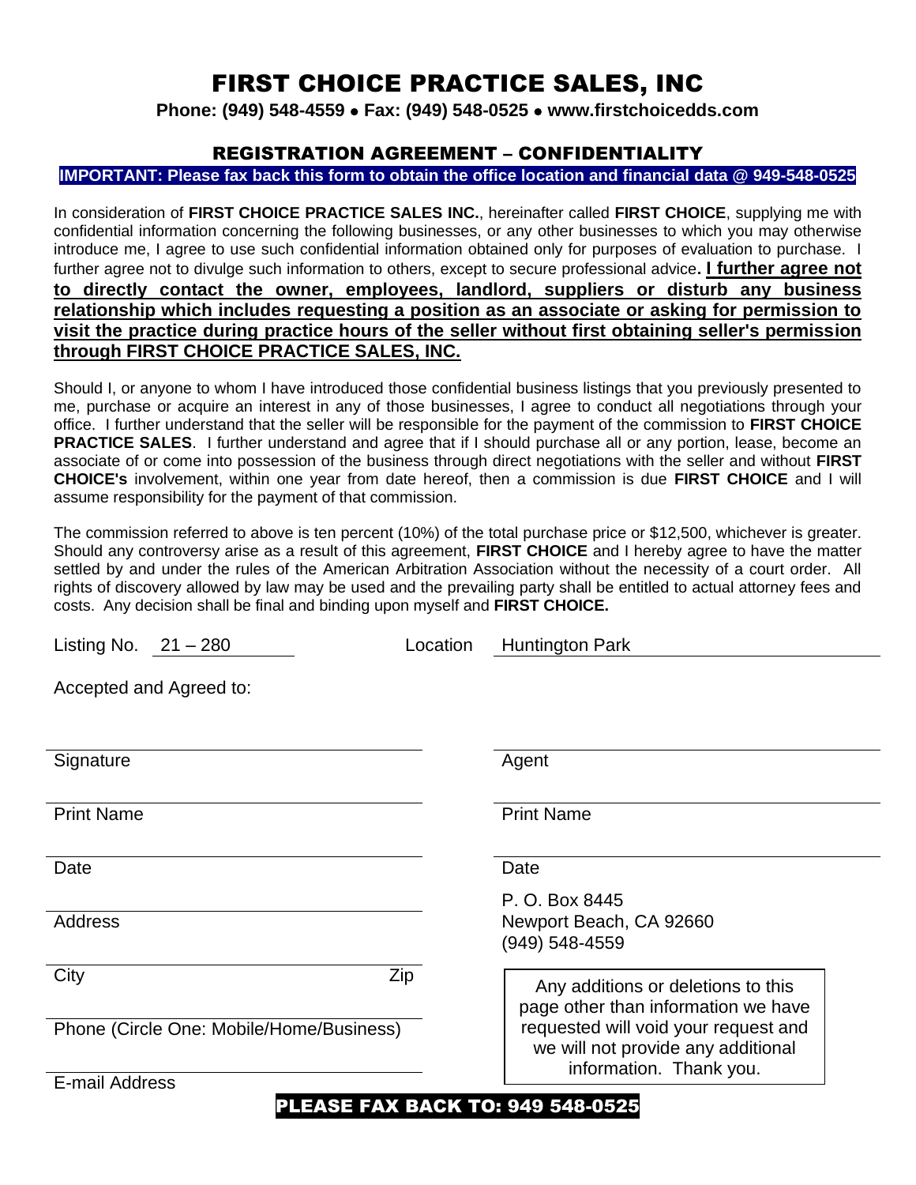# FIRST CHOICE PRACTICE SALES, INC

**Phone: (949) 548-4559 • Fax: (949) 548-0525 • www.firstchoicedds.com**

## REGISTRATION AGREEMENT – CONFIDENTIALITY

**IMPORTANT: Please fax back this form to obtain the office location and financial data @ 949-548-0525**

In consideration of **FIRST CHOICE PRACTICE SALES INC.**, hereinafter called **FIRST CHOICE**, supplying me with confidential information concerning the following businesses, or any other businesses to which you may otherwise introduce me, I agree to use such confidential information obtained only for purposes of evaluation to purchase. I further agree not to divulge such information to others, except to secure professional advice**. <u>I further agree not to directly contact the owner, employees, landlord, suppliers or disturb any business relationship which includes requesting a position as an associate or asking for permission to visit the practice during practice hours of the seller without first obtaining seller's permission through FIRST CHOICE PRACTICE SALES, INC.</u>**

Should I, or anyone to whom I have introduced those confidential business listings that you previously presented to me, purchase or acquire an interest in any of those businesses, I agree to conduct all negotiations through your office. I further understand that the seller will be responsible for the payment of the commission to **FIRST CHOICE PRACTICE SALES**. I further understand and agree that if I should purchase all or any portion, lease, become an associate of or come into possession of the business through direct negotiations with the seller and without **FIRST CHOICE's** involvement, within one year from date hereof, then a commission is due **FIRST CHOICE** and I will assume responsibility for the payment of that commission.

The commission referred to above is ten percent (10%) of the total purchase price or $12,500, whichever is greater. Should any controversy arise as a result of this agreement, **FIRST CHOICE** and I hereby agree to have the matter settled by and under the rules of the American Arbitration Association without the necessity of a court order. All rights of discovery allowed by law may be used and the prevailing party shall be entitled to actual attorney fees and costs. Any decision shall be final and binding upon myself and **FIRST CHOICE.**

Listing No. 21 – 280 Location Huntington Park

Accepted and Agreed to:

| | |
|---|---|
| Signature | Agent |
| Print Name | Print Name |
| Date | Date |
| Address | P. O. Box 8445<br>Newport Beach, CA 92660<br>(949) 548-4559 |
| City Zip | |
| Phone (Circle One: Mobile/Home/Business) | |
| E-mail Address | |

Any additions or deletions to this page other than information we have requested will void your request and we will not provide any additional information. Thank you.

**PLEASE FAX BACK TO: 949 548-0525**